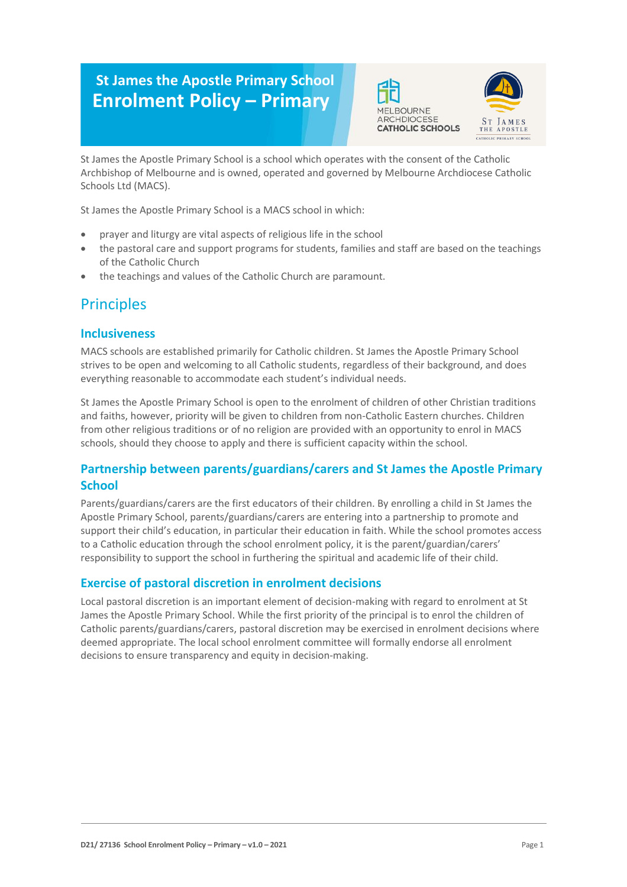# St James the Apostle Primary School
# Enrolment Policy – Primary

St James the Apostle Primary School is a school which operates with the consent of the Catholic Archbishop of Melbourne and is owned, operated and governed by Melbourne Archdiocese Catholic Schools Ltd (MACS).

St James the Apostle Primary School is a MACS school in which:

- prayer and liturgy are vital aspects of religious life in the school
- the pastoral care and support programs for students, families and staff are based on the teachings of the Catholic Church
- the teachings and values of the Catholic Church are paramount.

## Principles

### Inclusiveness

MACS schools are established primarily for Catholic children. St James the Apostle Primary School strives to be open and welcoming to all Catholic students, regardless of their background, and does everything reasonable to accommodate each student's individual needs.

St James the Apostle Primary School is open to the enrolment of children of other Christian traditions and faiths, however, priority will be given to children from non-Catholic Eastern churches. Children from other religious traditions or of no religion are provided with an opportunity to enrol in MACS schools, should they choose to apply and there is sufficient capacity within the school.

### Partnership between parents/guardians/carers and St James the Apostle Primary School

Parents/guardians/carers are the first educators of their children. By enrolling a child in St James the Apostle Primary School, parents/guardians/carers are entering into a partnership to promote and support their child's education, in particular their education in faith. While the school promotes access to a Catholic education through the school enrolment policy, it is the parent/guardian/carers' responsibility to support the school in furthering the spiritual and academic life of their child.

### Exercise of pastoral discretion in enrolment decisions

Local pastoral discretion is an important element of decision-making with regard to enrolment at St James the Apostle Primary School. While the first priority of the principal is to enrol the children of Catholic parents/guardians/carers, pastoral discretion may be exercised in enrolment decisions where deemed appropriate. The local school enrolment committee will formally endorse all enrolment decisions to ensure transparency and equity in decision-making.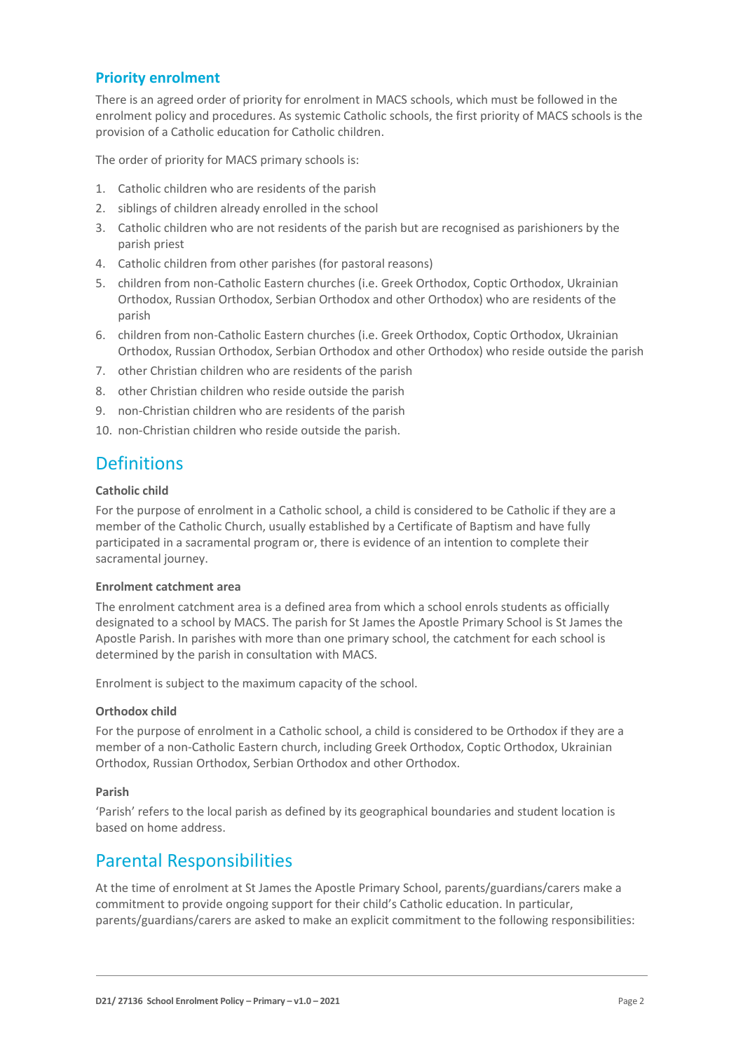### Priority enrolment

There is an agreed order of priority for enrolment in MACS schools, which must be followed in the enrolment policy and procedures. As systemic Catholic schools, the first priority of MACS schools is the provision of a Catholic education for Catholic children.

The order of priority for MACS primary schools is:

1. Catholic children who are residents of the parish
2. siblings of children already enrolled in the school
3. Catholic children who are not residents of the parish but are recognised as parishioners by the parish priest
4. Catholic children from other parishes (for pastoral reasons)
5. children from non-Catholic Eastern churches (i.e. Greek Orthodox, Coptic Orthodox, Ukrainian Orthodox, Russian Orthodox, Serbian Orthodox and other Orthodox) who are residents of the parish
6. children from non-Catholic Eastern churches (i.e. Greek Orthodox, Coptic Orthodox, Ukrainian Orthodox, Russian Orthodox, Serbian Orthodox and other Orthodox) who reside outside the parish
7. other Christian children who are residents of the parish
8. other Christian children who reside outside the parish
9. non-Christian children who are residents of the parish
10. non-Christian children who reside outside the parish.

## Definitions

**Catholic child**

For the purpose of enrolment in a Catholic school, a child is considered to be Catholic if they are a member of the Catholic Church, usually established by a Certificate of Baptism and have fully participated in a sacramental program or, there is evidence of an intention to complete their sacramental journey.

**Enrolment catchment area**

The enrolment catchment area is a defined area from which a school enrols students as officially designated to a school by MACS. The parish for St James the Apostle Primary School is St James the Apostle Parish. In parishes with more than one primary school, the catchment for each school is determined by the parish in consultation with MACS.

Enrolment is subject to the maximum capacity of the school.

**Orthodox child**

For the purpose of enrolment in a Catholic school, a child is considered to be Orthodox if they are a member of a non-Catholic Eastern church, including Greek Orthodox, Coptic Orthodox, Ukrainian Orthodox, Russian Orthodox, Serbian Orthodox and other Orthodox.

**Parish**

'Parish' refers to the local parish as defined by its geographical boundaries and student location is based on home address.

## Parental Responsibilities

At the time of enrolment at St James the Apostle Primary School, parents/guardians/carers make a commitment to provide ongoing support for their child's Catholic education. In particular, parents/guardians/carers are asked to make an explicit commitment to the following responsibilities: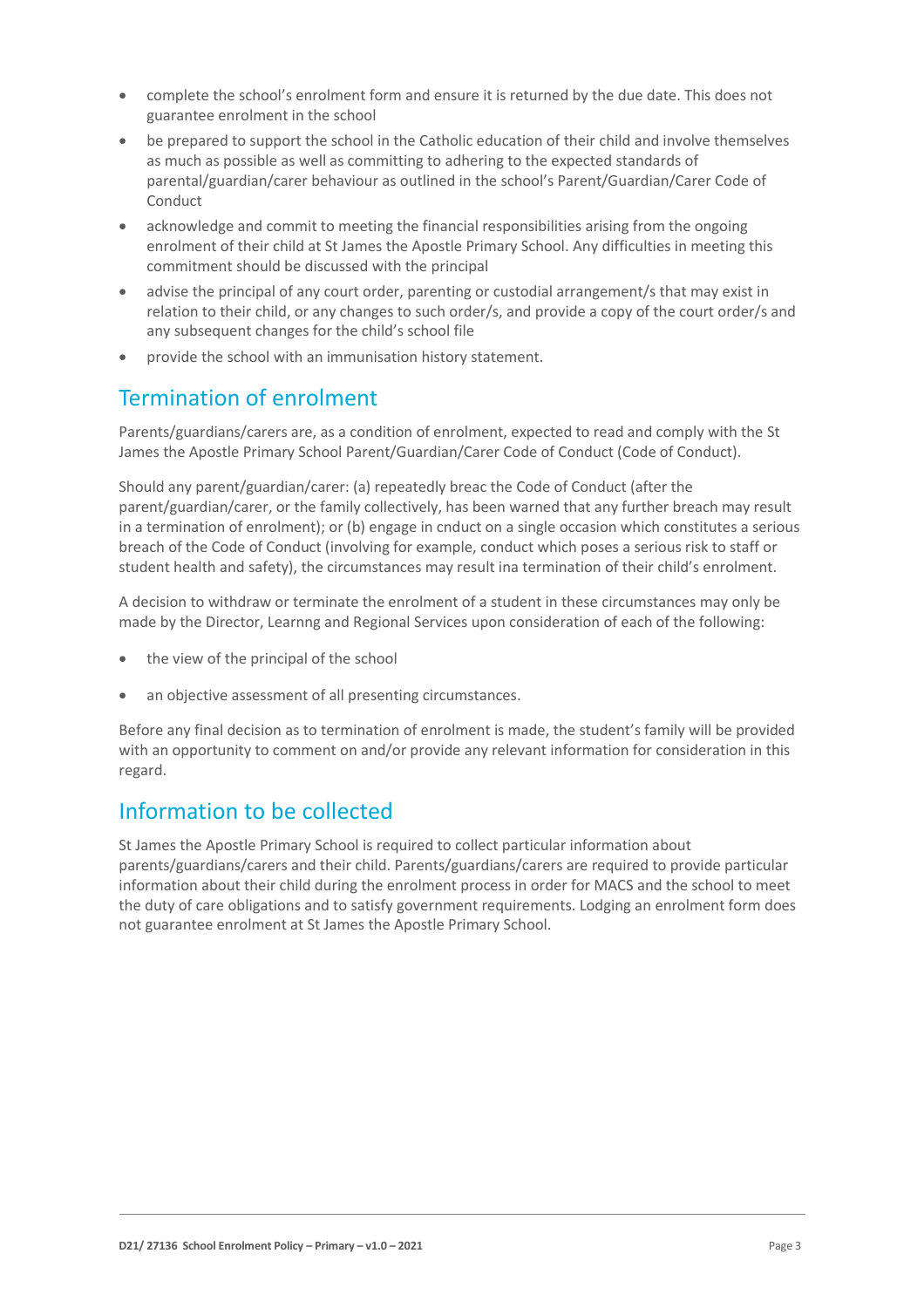- complete the school's enrolment form and ensure it is returned by the due date. This does not guarantee enrolment in the school
- be prepared to support the school in the Catholic education of their child and involve themselves as much as possible as well as committing to adhering to the expected standards of parental/guardian/carer behaviour as outlined in the school's Parent/Guardian/Carer Code of Conduct
- acknowledge and commit to meeting the financial responsibilities arising from the ongoing enrolment of their child at St James the Apostle Primary School. Any difficulties in meeting this commitment should be discussed with the principal
- advise the principal of any court order, parenting or custodial arrangement/s that may exist in relation to their child, or any changes to such order/s, and provide a copy of the court order/s and any subsequent changes for the child's school file
- provide the school with an immunisation history statement.

## Termination of enrolment

Parents/guardians/carers are, as a condition of enrolment, expected to read and comply with the St James the Apostle Primary School Parent/Guardian/Carer Code of Conduct (Code of Conduct).

Should any parent/guardian/carer: (a) repeatedly breac the Code of Conduct (after the parent/guardian/carer, or the family collectively, has been warned that any further breach may result in a termination of enrolment); or (b) engage in cnduct on a single occasion which constitutes a serious breach of the Code of Conduct (involving for example, conduct which poses a serious risk to staff or student health and safety), the circumstances may result ina termination of their child's enrolment.

A decision to withdraw or terminate the enrolment of a student in these circumstances may only be made by the Director, Learnng and Regional Services upon consideration of each of the following:

- the view of the principal of the school
- an objective assessment of all presenting circumstances.

Before any final decision as to termination of enrolment is made, the student's family will be provided with an opportunity to comment on and/or provide any relevant information for consideration in this regard.

## Information to be collected

St James the Apostle Primary School is required to collect particular information about parents/guardians/carers and their child. Parents/guardians/carers are required to provide particular information about their child during the enrolment process in order for MACS and the school to meet the duty of care obligations and to satisfy government requirements. Lodging an enrolment form does not guarantee enrolment at St James the Apostle Primary School.